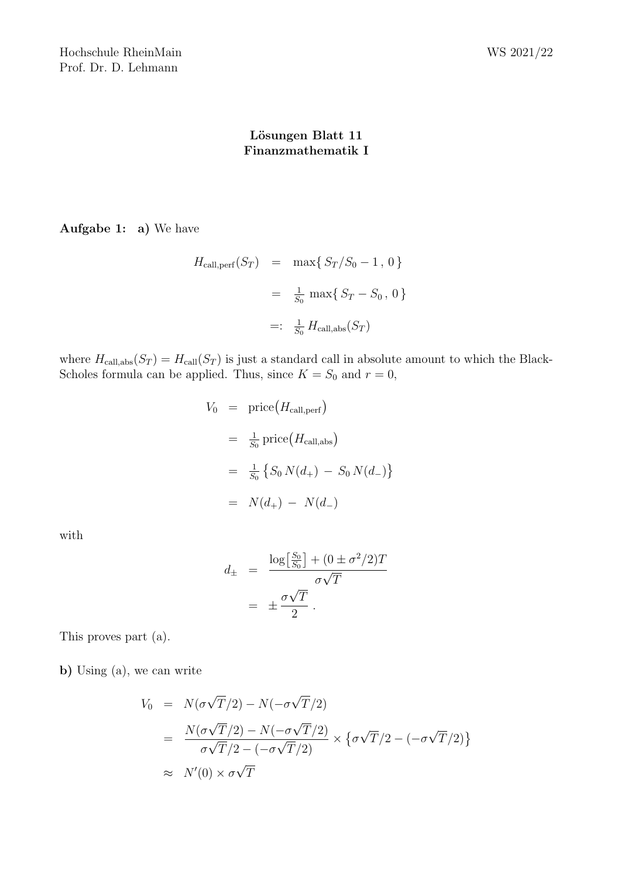Hochschule RheinMain WS 2021/22
Prof. Dr. D. Lehmann

# Lösungen Blatt 11
## Finanzmathematik I

**Aufgabe 1: a)** We have

$$
\begin{aligned}
H_{\text{call,perf}}(S_T) &= \max\{\, S_T/S_0 - 1\,,\, 0\,\} \\
&= \tfrac{1}{S_0}\,\max\{\, S_T - S_0\,,\, 0\,\} \\
&=: \tfrac{1}{S_0}\,H_{\text{call,abs}}(S_T)
\end{aligned}
$$

where $H_{\text{call,abs}}(S_T) = H_{\text{call}}(S_T)$ is just a standard call in absolute amount to which the Black-Scholes formula can be applied. Thus, since $K = S_0$ and $r = 0$,

$$
\begin{aligned}
V_0 &= \text{price}\big(H_{\text{call,perf}}\big) \\
&= \tfrac{1}{S_0}\,\text{price}\big(H_{\text{call,abs}}\big) \\
&= \tfrac{1}{S_0}\big\{S_0\,N(d_+) \,-\, S_0\,N(d_-)\big\} \\
&= N(d_+) \,-\, N(d_-)
\end{aligned}
$$

with

$$
\begin{aligned}
d_\pm &= \frac{\log\big[\frac{S_0}{S_0}\big] + (0 \pm \sigma^2/2)T}{\sigma\sqrt{T}} \\
&= \pm\,\frac{\sigma\sqrt{T}}{2}\ .
\end{aligned}
$$

This proves part (a).

**b)** Using (a), we can write

$$
\begin{aligned}
V_0 &= N(\sigma\sqrt{T}/2) - N(-\sigma\sqrt{T}/2) \\
&= \frac{N(\sigma\sqrt{T}/2) - N(-\sigma\sqrt{T}/2)}{\sigma\sqrt{T}/2 - (-\sigma\sqrt{T}/2)} \times \big\{\sigma\sqrt{T}/2 - (-\sigma\sqrt{T}/2)\big\} \\
&\approx N'(0) \times \sigma\sqrt{T}
\end{aligned}
$$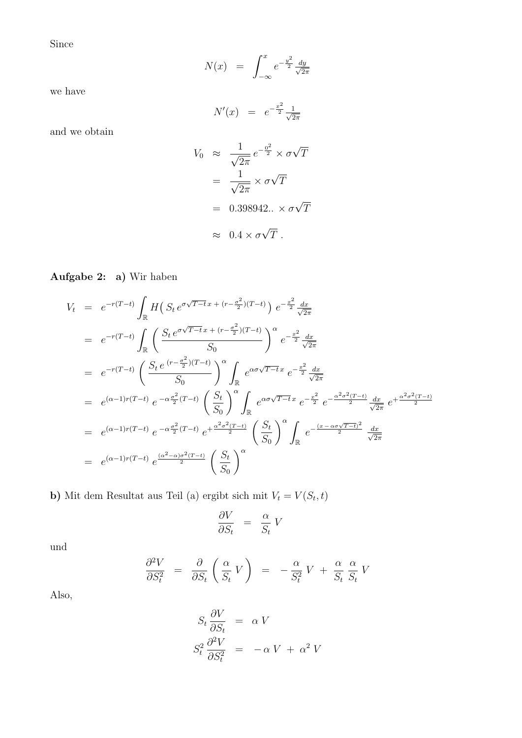Since

$$N(x) \;=\; \int_{-\infty}^{x} e^{-\frac{y^2}{2}} \frac{dy}{\sqrt{2\pi}}$$

we have

$$N'(x) \;=\; e^{-\frac{x^2}{2}} \frac{1}{\sqrt{2\pi}}$$

and we obtain

$$\begin{aligned}
V_0 \;&\approx\; \frac{1}{\sqrt{2\pi}}\, e^{-\frac{0^2}{2}} \times \sigma\sqrt{T} \\
&=\; \frac{1}{\sqrt{2\pi}} \times \sigma\sqrt{T} \\
&=\; 0.398942.. \times \sigma\sqrt{T} \\
&\approx\; 0.4 \times \sigma\sqrt{T}\;.
\end{aligned}$$

**Aufgabe 2:** **a)** Wir haben

$$\begin{aligned}
V_t \;&=\; e^{-r(T-t)} \int_{\mathbb{R}} H\big(\, S_t\, e^{\sigma\sqrt{T-t}\,x \,+\, (r-\frac{\sigma^2}{2})(T-t)} \big)\; e^{-\frac{x^2}{2}} \frac{dx}{\sqrt{2\pi}} \\
&=\; e^{-r(T-t)} \int_{\mathbb{R}} \left( \frac{S_t\, e^{\sigma\sqrt{T-t}\,x \,+\, (r-\frac{\sigma^2}{2})(T-t)}}{S_0} \right)^{\alpha} e^{-\frac{x^2}{2}} \frac{dx}{\sqrt{2\pi}} \\
&=\; e^{-r(T-t)} \left( \frac{S_t\, e^{\,(r-\frac{\sigma^2}{2})(T-t)}}{S_0} \right)^{\alpha} \int_{\mathbb{R}} e^{\alpha\sigma\sqrt{T-t}\,x}\; e^{-\frac{x^2}{2}} \frac{dx}{\sqrt{2\pi}} \\
&=\; e^{(\alpha-1)r(T-t)}\; e^{\,-\alpha\frac{\sigma^2}{2}(T-t)} \left( \frac{S_t}{S_0} \right)^{\alpha} \int_{\mathbb{R}} e^{\alpha\sigma\sqrt{T-t}\,x}\; e^{-\frac{x^2}{2}}\; e^{-\frac{\alpha^2\sigma^2(T-t)}{2}} \frac{dx}{\sqrt{2\pi}}\; e^{+\frac{\alpha^2\sigma^2(T-t)}{2}} \\
&=\; e^{(\alpha-1)r(T-t)}\; e^{\,-\alpha\frac{\sigma^2}{2}(T-t)}\; e^{+\frac{\alpha^2\sigma^2(T-t)}{2}} \left( \frac{S_t}{S_0} \right)^{\alpha} \int_{\mathbb{R}} e^{-\frac{(x\,-\,\alpha\sigma\sqrt{T-t})^2}{2}}\; \frac{dx}{\sqrt{2\pi}} \\
&=\; e^{(\alpha-1)r(T-t)}\; e^{\frac{(\alpha^2-\alpha)\sigma^2(T-t)}{2}} \left( \frac{S_t}{S_0} \right)^{\alpha}
\end{aligned}$$

**b)** Mit dem Resultat aus Teil (a) ergibt sich mit $V_t = V(S_t, t)$

$$\frac{\partial V}{\partial S_t} \;=\; \frac{\alpha}{S_t}\; V$$

und

$$\frac{\partial^2 V}{\partial S_t^2} \;=\; \frac{\partial}{\partial S_t} \left( \frac{\alpha}{S_t}\; V \right) \;=\; -\,\frac{\alpha}{S_t^2}\; V \;+\; \frac{\alpha}{S_t}\; \frac{\alpha}{S_t}\; V$$

Also,

$$\begin{aligned}
S_t\, \frac{\partial V}{\partial S_t} \;&=\; \alpha\, V \\
S_t^2\, \frac{\partial^2 V}{\partial S_t^2} \;&=\; -\,\alpha\, V \;+\; \alpha^2\, V
\end{aligned}$$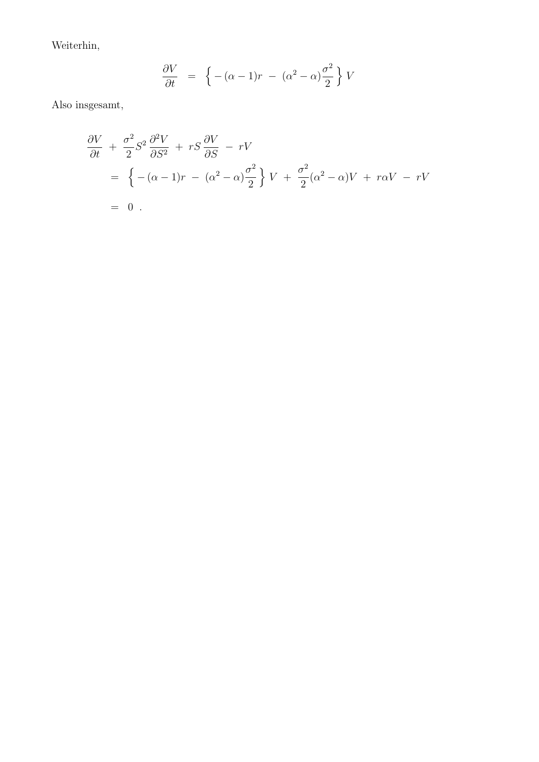Weiterhin,

$$\frac{\partial V}{\partial t} \;=\; \Big\{ -(\alpha-1)r \;-\; (\alpha^2-\alpha)\frac{\sigma^2}{2} \Big\}\, V$$

Also insgesamt,

$$\begin{aligned}
&\frac{\partial V}{\partial t} \;+\; \frac{\sigma^2}{2}S^2\,\frac{\partial^2 V}{\partial S^2} \;+\; rS\,\frac{\partial V}{\partial S} \;-\; rV \\
&\quad=\; \Big\{ -(\alpha-1)r \;-\; (\alpha^2-\alpha)\frac{\sigma^2}{2} \Big\}\, V \;+\; \frac{\sigma^2}{2}(\alpha^2-\alpha)V \;+\; r\alpha V \;-\; rV \\
&\quad=\; 0 \;.
\end{aligned}$$